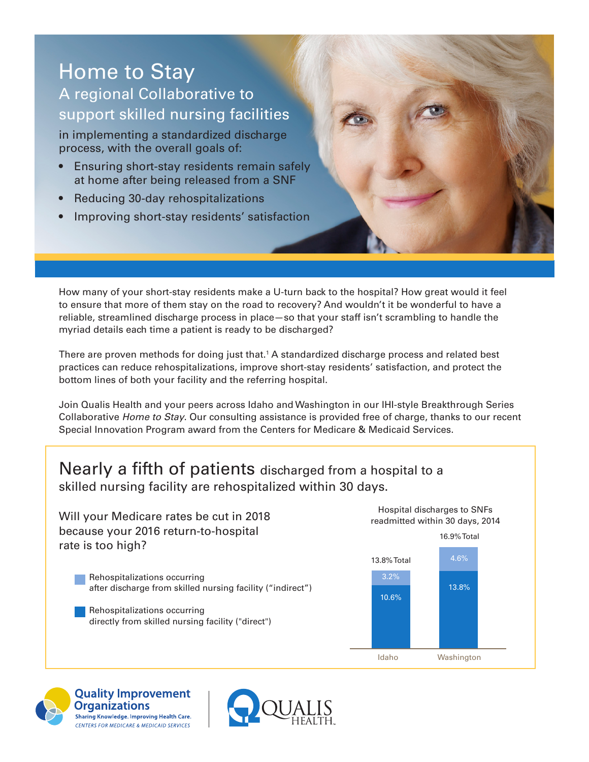# Home to Stay

## A regional Collaborative to support skilled nursing facilities

in implementing a standardized discharge process, with the overall goals of:

- Ensuring short-stay residents remain safely at home after being released from a SNF
- Reducing 30-day rehospitalizations
- Improving short-stay residents' satisfaction

How many of your short-stay residents make a U-turn back to the hospital? How great would it feel to ensure that more of them stay on the road to recovery? And wouldn't it be wonderful to have a reliable, streamlined discharge process in place—so that your staff isn't scrambling to handle the myriad details each time a patient is ready to be discharged?

There are proven methods for doing just that.[1] A standardized discharge process and related best practices can reduce rehospitalizations, improve short-stay residents' satisfaction, and protect the bottom lines of both your facility and the referring hospital.

Join Qualis Health and your peers across Idaho and Washington in our IHI-style Breakthrough Series Collaborative *Home to Stay*. Our consulting assistance is provided free of charge, thanks to our recent Special Innovation Program award from the Centers for Medicare & Medicaid Services.

## Nearly a fifth of patients discharged from a hospital to a skilled nursing facility are rehospitalized within 30 days.

Will your Medicare rates be cut in 2018 because your 2016 return-to-hospital rate is too high?

Hospital discharges to SNFs readmitted within 30 days, 2014

| | Idaho | Washington |
| --- | --- | --- |
| Rehospitalizations occurring after discharge from skilled nursing facility ("indirect") | 3.2% | 4.6% |
| Rehospitalizations occurring directly from skilled nursing facility ("direct") | 10.6% | 13.8% |
| Total | 13.8% | 16.9% |

Quality Improvement Organizations
Sharing Knowledge. Improving Health Care.
CENTERS FOR MEDICARE & MEDICAID SERVICES

QUALIS HEALTH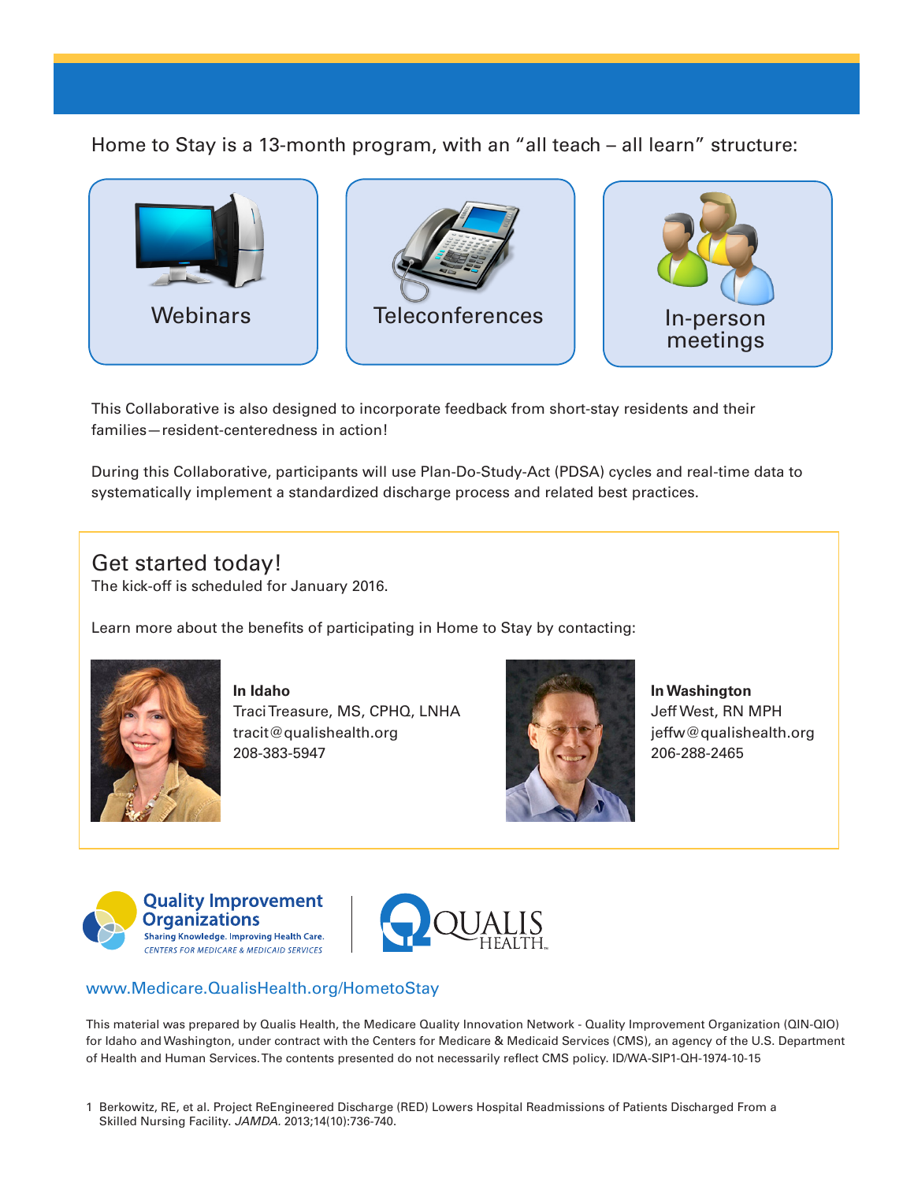Home to Stay is a 13-month program, with an "all teach – all learn" structure:

Webinars

Teleconferences

In-person meetings

This Collaborative is also designed to incorporate feedback from short-stay residents and their families—resident-centeredness in action!

During this Collaborative, participants will use Plan-Do-Study-Act (PDSA) cycles and real-time data to systematically implement a standardized discharge process and related best practices.

## Get started today!

The kick-off is scheduled for January 2016.

Learn more about the benefits of participating in Home to Stay by contacting:

**In Idaho**
Traci Treasure, MS, CPHQ, LNHA
tracit@qualishealth.org
208-383-5947

**In Washington**
Jeff West, RN MPH
jeffw@qualishealth.org
206-288-2465

Quality Improvement Organizations
Sharing Knowledge. Improving Health Care.
CENTERS FOR MEDICARE & MEDICAID SERVICES

QUALIS HEALTH

www.Medicare.QualisHealth.org/HometoStay

This material was prepared by Qualis Health, the Medicare Quality Innovation Network - Quality Improvement Organization (QIN-QIO) for Idaho and Washington, under contract with the Centers for Medicare & Medicaid Services (CMS), an agency of the U.S. Department of Health and Human Services. The contents presented do not necessarily reflect CMS policy. ID/WA-SIP1-QH-1974-10-15

1 Berkowitz, RE, et al. Project ReEngineered Discharge (RED) Lowers Hospital Readmissions of Patients Discharged From a Skilled Nursing Facility. *JAMDA.* 2013;14(10):736-740.